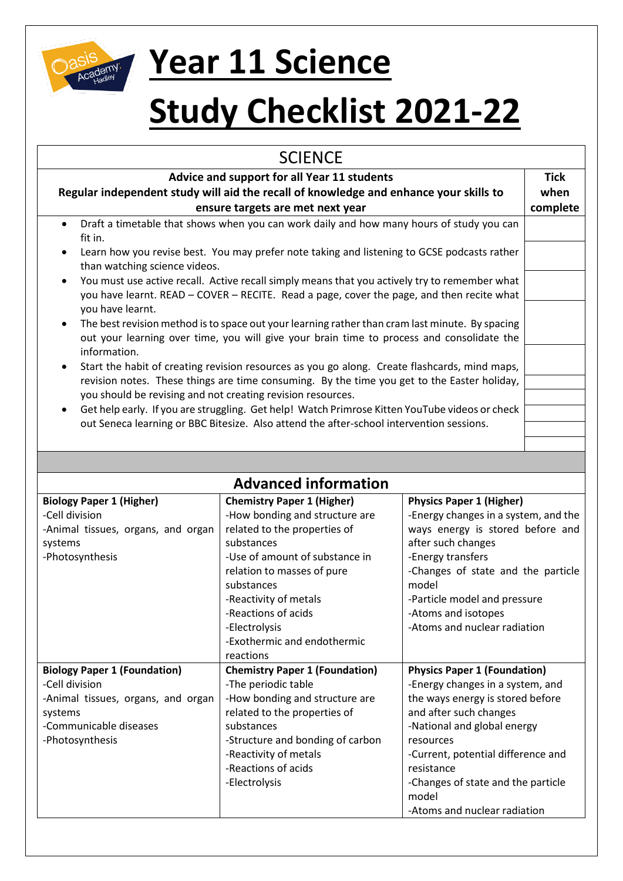# Year 11 Science Study Checklist 2021-22

## SCIENCE

| Advice and support for all Year 11 students<br>Regular independent study will aid the recall of knowledge and enhance your skills to ensure targets are met next year | Tick when complete |
|---|---|
| • Draft a timetable that shows when you can work daily and how many hours of study you can fit in. | |
| • Learn how you revise best. You may prefer note taking and listening to GCSE podcasts rather than watching science videos. | |
| • You must use active recall. Active recall simply means that you actively try to remember what you have learnt. READ – COVER – RECITE. Read a page, cover the page, and then recite what you have learnt. | |
| • The best revision method is to space out your learning rather than cram last minute. By spacing out your learning over time, you will give your brain time to process and consolidate the information. | |
| • Start the habit of creating revision resources as you go along. Create flashcards, mind maps, revision notes. These things are time consuming. By the time you get to the Easter holiday, you should be revising and not creating revision resources. | |
| • Get help early. If you are struggling. Get help! Watch Primrose Kitten YouTube videos or check out Seneca learning or BBC Bitesize. Also attend the after-school intervention sessions. | |

## Advanced information

| **Biology Paper 1 (Higher)** | **Chemistry Paper 1 (Higher)** | **Physics Paper 1 (Higher)** |
|---|---|---|
| -Cell division<br>-Animal tissues, organs, and organ systems<br>-Photosynthesis | -How bonding and structure are related to the properties of substances<br>-Use of amount of substance in relation to masses of pure substances<br>-Reactivity of metals<br>-Reactions of acids<br>-Electrolysis<br>-Exothermic and endothermic reactions | -Energy changes in a system, and the ways energy is stored before and after such changes<br>-Energy transfers<br>-Changes of state and the particle model<br>-Particle model and pressure<br>-Atoms and isotopes<br>-Atoms and nuclear radiation |
| **Biology Paper 1 (Foundation)** | **Chemistry Paper 1 (Foundation)** | **Physics Paper 1 (Foundation)** |
| -Cell division<br>-Animal tissues, organs, and organ systems<br>-Communicable diseases<br>-Photosynthesis | -The periodic table<br>-How bonding and structure are related to the properties of substances<br>-Structure and bonding of carbon<br>-Reactivity of metals<br>-Reactions of acids<br>-Electrolysis | -Energy changes in a system, and the ways energy is stored before and after such changes<br>-National and global energy resources<br>-Current, potential difference and resistance<br>-Changes of state and the particle model<br>-Atoms and nuclear radiation |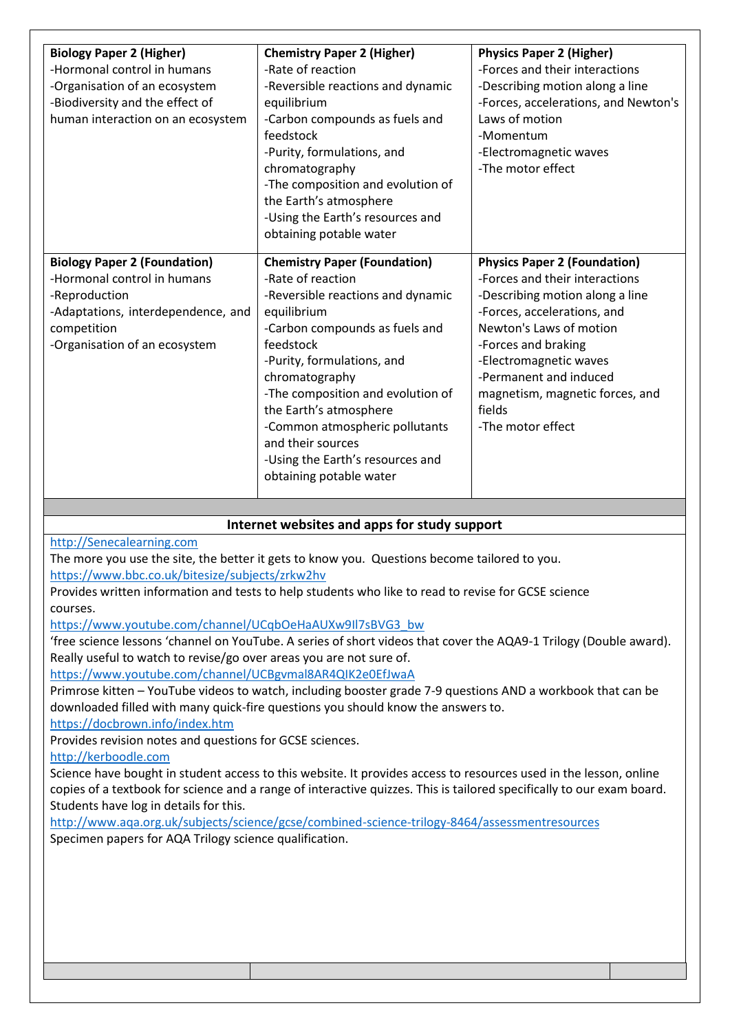| Biology Paper 2 (Higher) | Chemistry Paper 2 (Higher) | Physics Paper 2 (Higher) |
|---|---|---|
| -Hormonal control in humans<br>-Organisation of an ecosystem<br>-Biodiversity and the effect of human interaction on an ecosystem | -Rate of reaction<br>-Reversible reactions and dynamic equilibrium<br>-Carbon compounds as fuels and feedstock<br>-Purity, formulations, and chromatography<br>-The composition and evolution of the Earth's atmosphere<br>-Using the Earth's resources and obtaining potable water | -Forces and their interactions<br>-Describing motion along a line<br>-Forces, accelerations, and Newton's Laws of motion<br>-Momentum<br>-Electromagnetic waves<br>-The motor effect |
| **Biology Paper 2 (Foundation)** | **Chemistry Paper (Foundation)** | **Physics Paper 2 (Foundation)** |
| -Hormonal control in humans<br>-Reproduction<br>-Adaptations, interdependence, and competition<br>-Organisation of an ecosystem | -Rate of reaction<br>-Reversible reactions and dynamic equilibrium<br>-Carbon compounds as fuels and feedstock<br>-Purity, formulations, and chromatography<br>-The composition and evolution of the Earth's atmosphere<br>-Common atmospheric pollutants and their sources<br>-Using the Earth's resources and obtaining potable water | -Forces and their interactions<br>-Describing motion along a line<br>-Forces, accelerations, and Newton's Laws of motion<br>-Forces and braking<br>-Electromagnetic waves<br>-Permanent and induced magnetism, magnetic forces, and fields<br>-The motor effect |

## Internet websites and apps for study support

http://Senecalearning.com
The more you use the site, the better it gets to know you. Questions become tailored to you.

https://www.bbc.co.uk/bitesize/subjects/zrkw2hv
Provides written information and tests to help students who like to read to revise for GCSE science courses.

https://www.youtube.com/channel/UCqbOeHaAUXw9Il7sBVG3_bw
'free science lessons 'channel on YouTube. A series of short videos that cover the AQA9-1 Trilogy (Double award). Really useful to watch to revise/go over areas you are not sure of.

https://www.youtube.com/channel/UCBgvmal8AR4QIK2e0EfJwaA
Primrose kitten – YouTube videos to watch, including booster grade 7-9 questions AND a workbook that can be downloaded filled with many quick-fire questions you should know the answers to.

https://docbrown.info/index.htm
Provides revision notes and questions for GCSE sciences.

http://kerboodle.com
Science have bought in student access to this website. It provides access to resources used in the lesson, online copies of a textbook for science and a range of interactive quizzes. This is tailored specifically to our exam board. Students have log in details for this.

http://www.aqa.org.uk/subjects/science/gcse/combined-science-trilogy-8464/assessmentresources
Specimen papers for AQA Trilogy science qualification.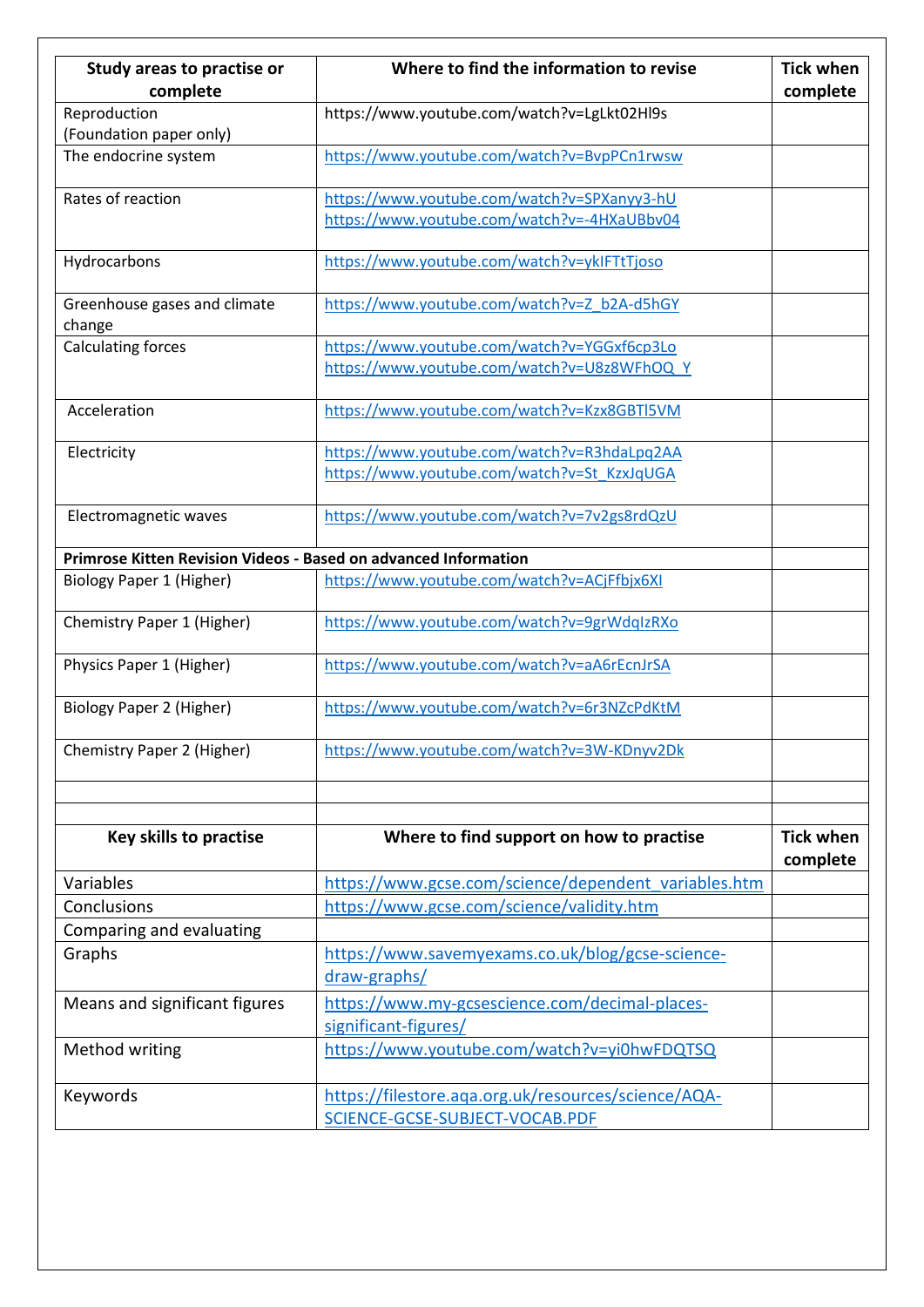| Study areas to practise or complete | Where to find the information to revise | Tick when complete |
| --- | --- | --- |
| Reproduction (Foundation paper only) | https://www.youtube.com/watch?v=LgLkt02Hl9s | |
| The endocrine system | https://www.youtube.com/watch?v=BvpPCn1rwsw | |
| Rates of reaction | https://www.youtube.com/watch?v=SPXanyy3-hU https://www.youtube.com/watch?v=-4HXaUBbv04 | |
| Hydrocarbons | https://www.youtube.com/watch?v=ykIFTtTjoso | |
| Greenhouse gases and climate change | https://www.youtube.com/watch?v=Z_b2A-d5hGY | |
| Calculating forces | https://www.youtube.com/watch?v=YGGxf6cp3Lo https://www.youtube.com/watch?v=U8z8WFhOQ_Y | |
| Acceleration | https://www.youtube.com/watch?v=Kzx8GBTl5VM | |
| Electricity | https://www.youtube.com/watch?v=R3hdaLpq2AA https://www.youtube.com/watch?v=St_KzxJqUGA | |
| Electromagnetic waves | https://www.youtube.com/watch?v=7v2gs8rdQzU | |
| **Primrose Kitten Revision Videos - Based on advanced Information** | | |
| Biology Paper 1 (Higher) | https://www.youtube.com/watch?v=ACjFfbjx6XI | |
| Chemistry Paper 1 (Higher) | https://www.youtube.com/watch?v=9grWdqIzRXo | |
| Physics Paper 1 (Higher) | https://www.youtube.com/watch?v=aA6rEcnJrSA | |
| Biology Paper 2 (Higher) | https://www.youtube.com/watch?v=6r3NZcPdKtM | |
| Chemistry Paper 2 (Higher) | https://www.youtube.com/watch?v=3W-KDnyv2Dk | |
| | | |
| | | |

| Key skills to practise | Where to find support on how to practise | Tick when complete |
| --- | --- | --- |
| Variables | https://www.gcse.com/science/dependent_variables.htm | |
| Conclusions | https://www.gcse.com/science/validity.htm | |
| Comparing and evaluating | | |
| Graphs | https://www.savemyexams.co.uk/blog/gcse-science-draw-graphs/ | |
| Means and significant figures | https://www.my-gcsescience.com/decimal-places-significant-figures/ | |
| Method writing | https://www.youtube.com/watch?v=yi0hwFDQTSQ | |
| Keywords | https://filestore.aqa.org.uk/resources/science/AQA-SCIENCE-GCSE-SUBJECT-VOCAB.PDF | |